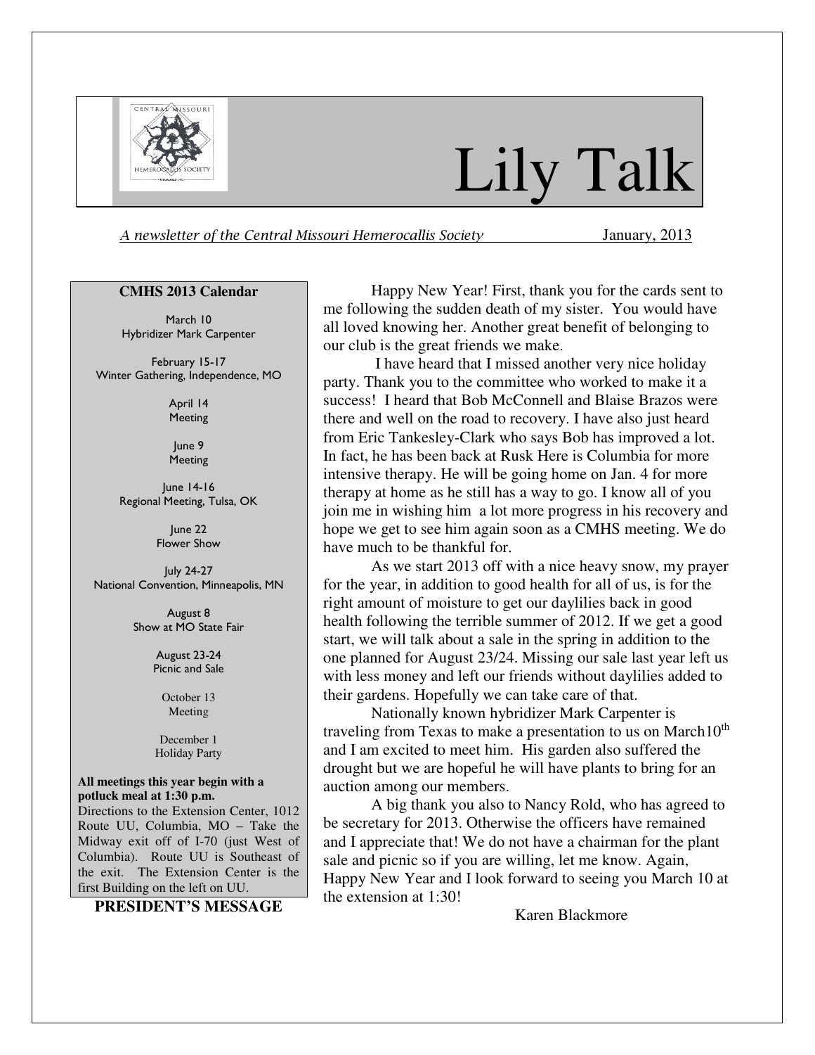# Lily Talk

*A newsletter of the Central Missouri Hemerocallis Society* January, 2013

**CMHS 2013 Calendar**

March 10
Hybridizer Mark Carpenter

February 15-17
Winter Gathering, Independence, MO

April 14
Meeting

June 9
Meeting

June 14-16
Regional Meeting, Tulsa, OK

June 22
Flower Show

July 24-27
National Convention, Minneapolis, MN

August 8
Show at MO State Fair

August 23-24
Picnic and Sale

October 13
Meeting

December 1
Holiday Party

**All meetings this year begin with a potluck meal at 1:30 p.m.**
Directions to the Extension Center, 1012 Route UU, Columbia, MO – Take the Midway exit off of I-70 (just West of Columbia). Route UU is Southeast of the exit. The Extension Center is the first Building on the left on UU.

**PRESIDENT'S MESSAGE**

Happy New Year! First, thank you for the cards sent to me following the sudden death of my sister. You would have all loved knowing her. Another great benefit of belonging to our club is the great friends we make.

I have heard that I missed another very nice holiday party. Thank you to the committee who worked to make it a success! I heard that Bob McConnell and Blaise Brazos were there and well on the road to recovery. I have also just heard from Eric Tankesley-Clark who says Bob has improved a lot. In fact, he has been back at Rusk Here is Columbia for more intensive therapy. He will be going home on Jan. 4 for more therapy at home as he still has a way to go. I know all of you join me in wishing him a lot more progress in his recovery and hope we get to see him again soon as a CMHS meeting. We do have much to be thankful for.

As we start 2013 off with a nice heavy snow, my prayer for the year, in addition to good health for all of us, is for the right amount of moisture to get our daylilies back in good health following the terrible summer of 2012. If we get a good start, we will talk about a sale in the spring in addition to the one planned for August 23/24. Missing our sale last year left us with less money and left our friends without daylilies added to their gardens. Hopefully we can take care of that.

Nationally known hybridizer Mark Carpenter is traveling from Texas to make a presentation to us on March10th and I am excited to meet him. His garden also suffered the drought but we are hopeful he will have plants to bring for an auction among our members.

A big thank you also to Nancy Rold, who has agreed to be secretary for 2013. Otherwise the officers have remained and I appreciate that! We do not have a chairman for the plant sale and picnic so if you are willing, let me know. Again, Happy New Year and I look forward to seeing you March 10 at the extension at 1:30!

Karen Blackmore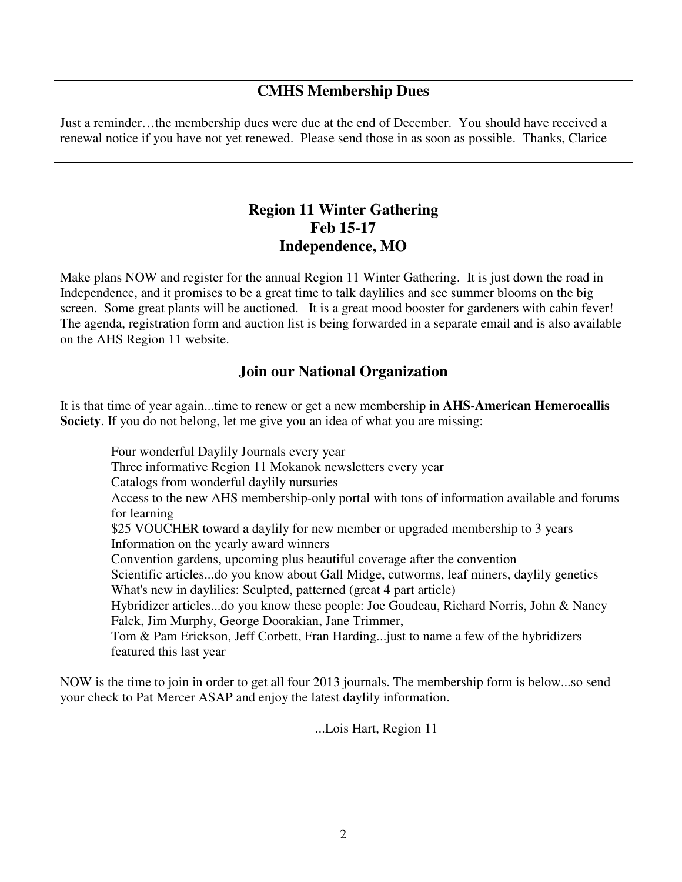## CMHS Membership Dues

Just a reminder…the membership dues were due at the end of December. You should have received a renewal notice if you have not yet renewed. Please send those in as soon as possible. Thanks, Clarice

## Region 11 Winter Gathering
## Feb 15-17
## Independence, MO

Make plans NOW and register for the annual Region 11 Winter Gathering. It is just down the road in Independence, and it promises to be a great time to talk daylilies and see summer blooms on the big screen. Some great plants will be auctioned. It is a great mood booster for gardeners with cabin fever! The agenda, registration form and auction list is being forwarded in a separate email and is also available on the AHS Region 11 website.

## Join our National Organization

It is that time of year again...time to renew or get a new membership in **AHS-American Hemerocallis Society**. If you do not belong, let me give you an idea of what you are missing:

- Four wonderful Daylily Journals every year
- Three informative Region 11 Mokanok newsletters every year
- Catalogs from wonderful daylily nursuries
- Access to the new AHS membership-only portal with tons of information available and forums for learning
- $25 VOUCHER toward a daylily for new member or upgraded membership to 3 years
- Information on the yearly award winners
- Convention gardens, upcoming plus beautiful coverage after the convention
- Scientific articles...do you know about Gall Midge, cutworms, leaf miners, daylily genetics
- What's new in daylilies: Sculpted, patterned (great 4 part article)
- Hybridizer articles...do you know these people: Joe Goudeau, Richard Norris, John & Nancy Falck, Jim Murphy, George Doorakian, Jane Trimmer, Tom & Pam Erickson, Jeff Corbett, Fran Harding...just to name a few of the hybridizers featured this last year

NOW is the time to join in order to get all four 2013 journals. The membership form is below...so send your check to Pat Mercer ASAP and enjoy the latest daylily information.

...Lois Hart, Region 11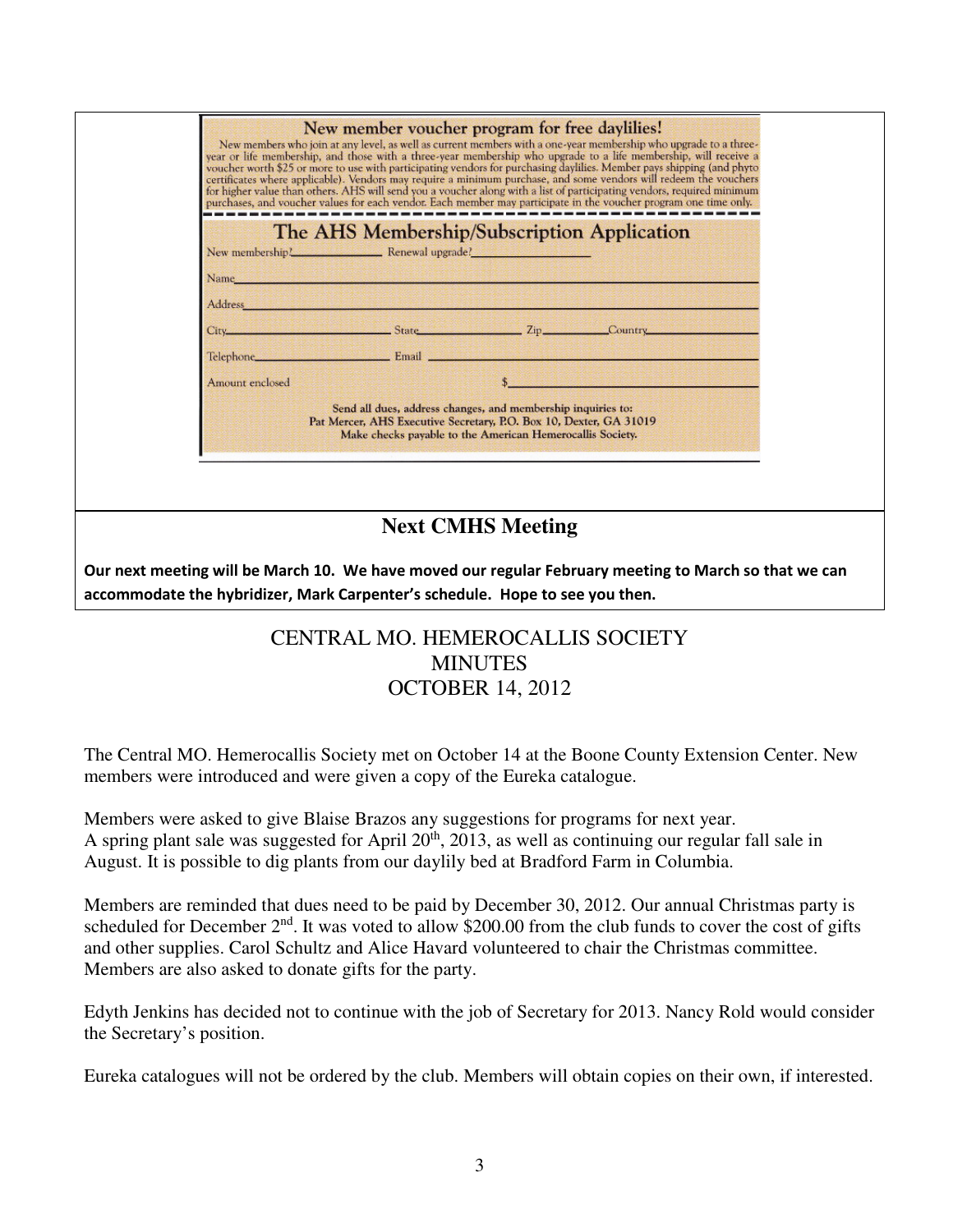## New member voucher program for free daylilies!

New members who join at any level, as well as current members with a one-year membership who upgrade to a three-year or life membership, and those with a three-year membership who upgrade to a life membership, will receive a voucher worth $25 or more to use with participating vendors for purchasing daylilies. Member pays shipping (and phyto certificates where applicable). Vendors may require a minimum purchase, and some vendors will redeem the vouchers for higher value than others. AHS will send you a voucher along with a list of participating vendors, required minimum purchases, and voucher values for each vendor. Each member may participate in the voucher program one time only.

## The AHS Membership/Subscription Application

New membership?\_\_\_\_\_\_\_\_\_\_ Renewal upgrade?\_\_\_\_\_\_\_\_\_\_

Name\_\_\_\_\_\_\_\_\_\_\_\_\_\_\_\_\_\_\_\_

Address\_\_\_\_\_\_\_\_\_\_\_\_\_\_\_\_\_\_\_\_

City\_\_\_\_\_\_\_\_\_\_ State\_\_\_\_\_\_\_\_\_\_ Zip\_\_\_\_\_\_\_\_\_\_ Country\_\_\_\_\_\_\_\_\_\_

Telephone\_\_\_\_\_\_\_\_\_\_ Email \_\_\_\_\_\_\_\_\_\_

Amount enclosed $\_\_\_\_\_\_\_\_\_\_

Send all dues, address changes, and membership inquiries to:
Pat Mercer, AHS Executive Secretary, P.O. Box 10, Dexter, GA 31019
Make checks payable to the American Hemerocallis Society.

## Next CMHS Meeting

**Our next meeting will be March 10. We have moved our regular February meeting to March so that we can accommodate the hybridizer, Mark Carpenter's schedule. Hope to see you then.**

# CENTRAL MO. HEMEROCALLIS SOCIETY
# MINUTES
# OCTOBER 14, 2012

The Central MO. Hemerocallis Society met on October 14 at the Boone County Extension Center. New members were introduced and were given a copy of the Eureka catalogue.

Members were asked to give Blaise Brazos any suggestions for programs for next year.
A spring plant sale was suggested for April 20th, 2013, as well as continuing our regular fall sale in August. It is possible to dig plants from our daylily bed at Bradford Farm in Columbia.

Members are reminded that dues need to be paid by December 30, 2012. Our annual Christmas party is scheduled for December 2nd. It was voted to allow $200.00 from the club funds to cover the cost of gifts and other supplies. Carol Schultz and Alice Havard volunteered to chair the Christmas committee. Members are also asked to donate gifts for the party.

Edyth Jenkins has decided not to continue with the job of Secretary for 2013. Nancy Rold would consider the Secretary's position.

Eureka catalogues will not be ordered by the club. Members will obtain copies on their own, if interested.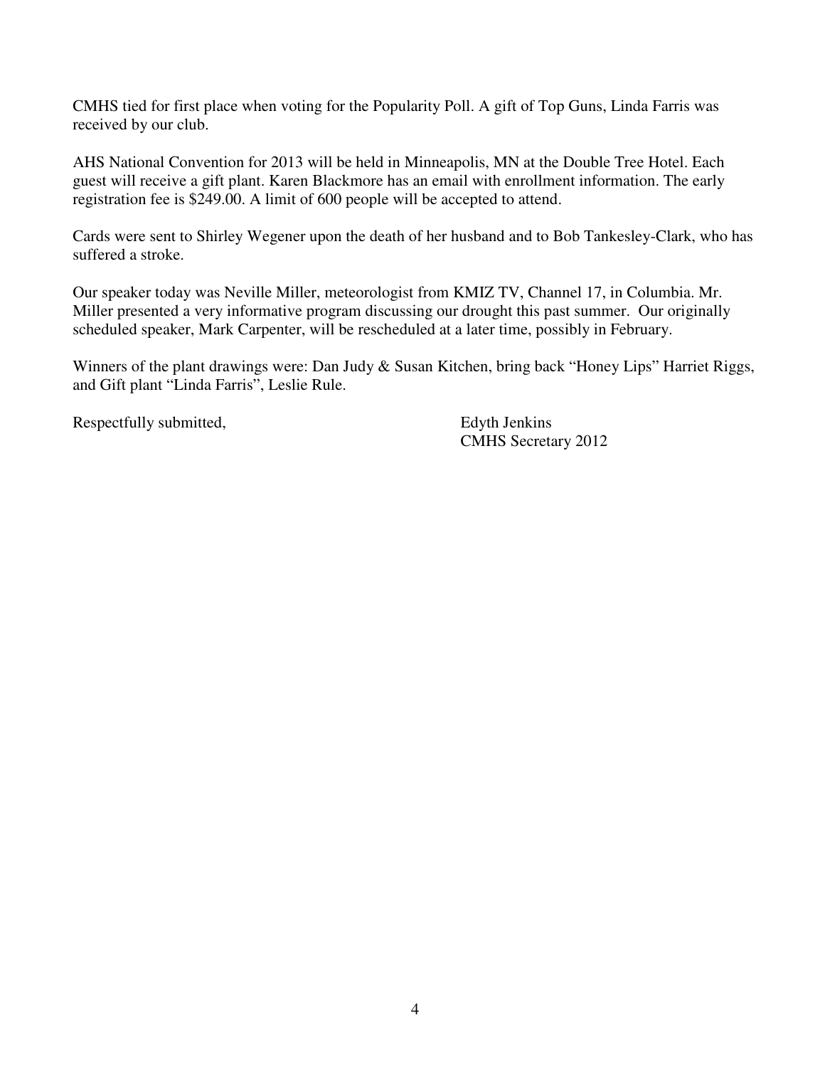CMHS tied for first place when voting for the Popularity Poll. A gift of Top Guns, Linda Farris was received by our club.

AHS National Convention for 2013 will be held in Minneapolis, MN at the Double Tree Hotel. Each guest will receive a gift plant. Karen Blackmore has an email with enrollment information. The early registration fee is $249.00. A limit of 600 people will be accepted to attend.

Cards were sent to Shirley Wegener upon the death of her husband and to Bob Tankesley-Clark, who has suffered a stroke.

Our speaker today was Neville Miller, meteorologist from KMIZ TV, Channel 17, in Columbia. Mr. Miller presented a very informative program discussing our drought this past summer. Our originally scheduled speaker, Mark Carpenter, will be rescheduled at a later time, possibly in February.

Winners of the plant drawings were: Dan Judy & Susan Kitchen, bring back "Honey Lips" Harriet Riggs, and Gift plant "Linda Farris", Leslie Rule.

Respectfully submitted,

Edyth Jenkins
CMHS Secretary 2012